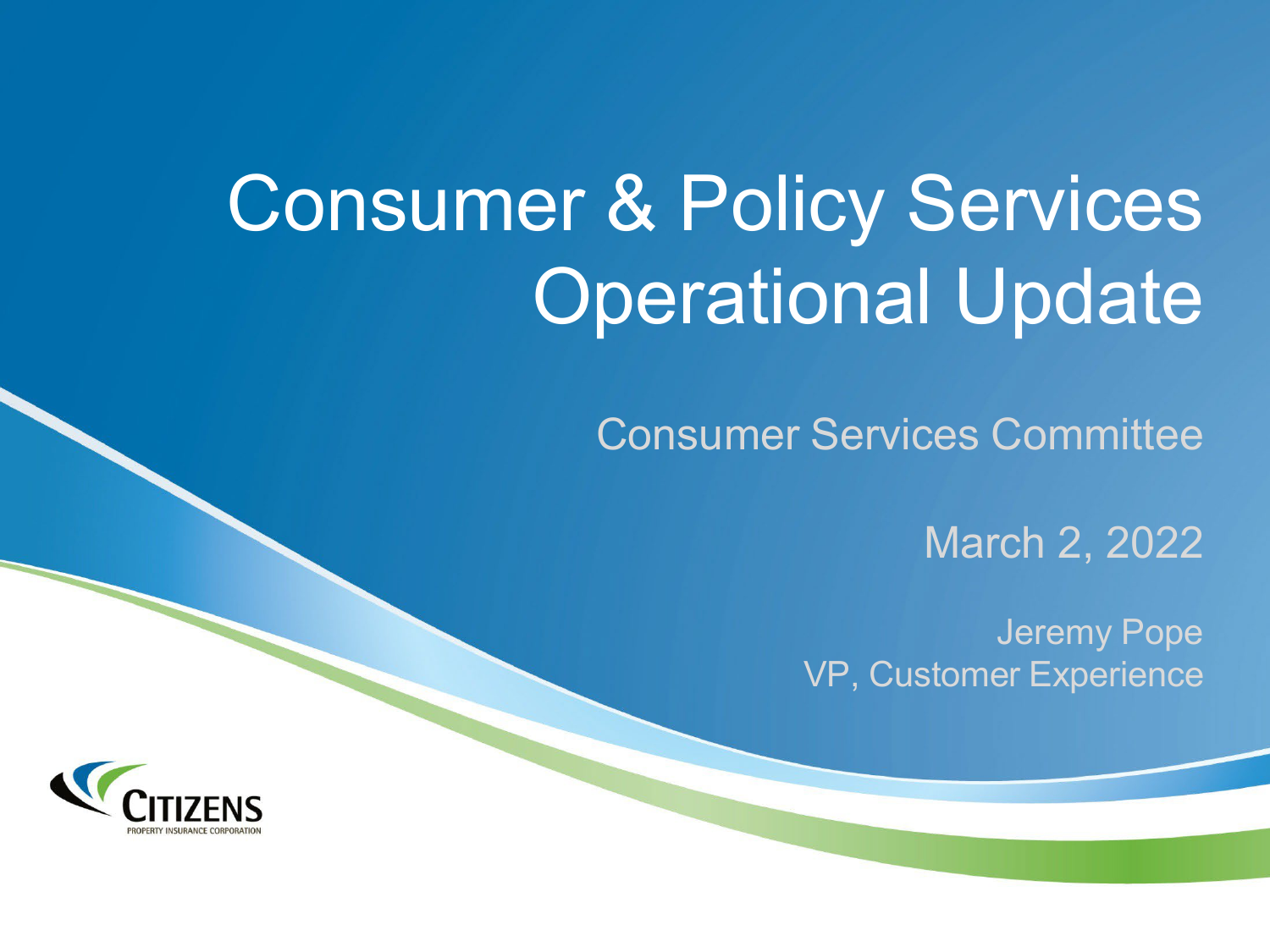# Consumer & Policy Services Operational Update

Consumer Services Committee

March 2, 2022

Jeremy Pope
VP, Customer Experience

CITIZENS
PROPERTY INSURANCE CORPORATION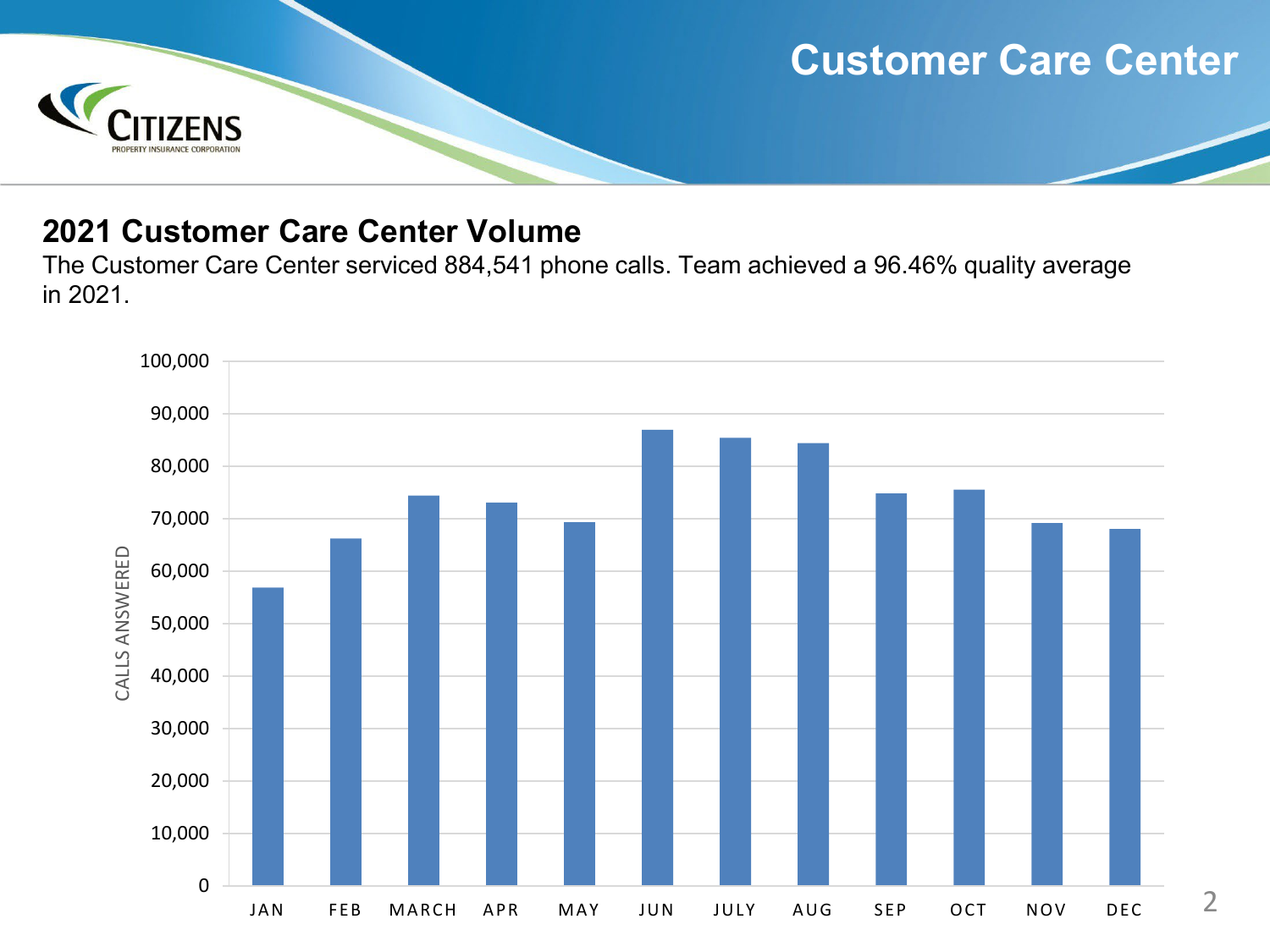# Customer Care Center

## 2021 Customer Care Center Volume

The Customer Care Center serviced 884,541 phone calls. Team achieved a 96.46% quality average in 2021.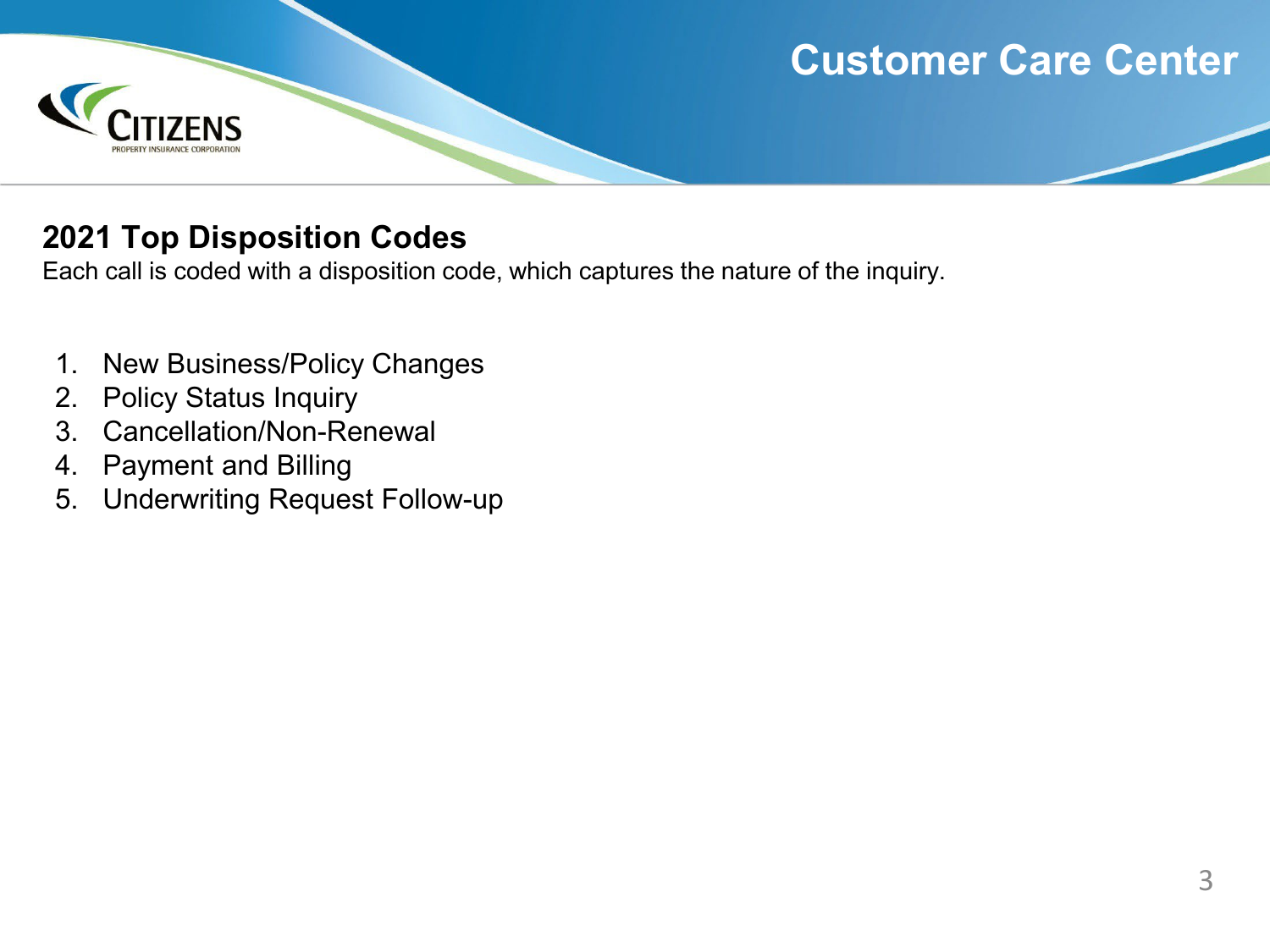# Customer Care Center

## 2021 Top Disposition Codes

Each call is coded with a disposition code, which captures the nature of the inquiry.

1. New Business/Policy Changes
2. Policy Status Inquiry
3. Cancellation/Non-Renewal
4. Payment and Billing
5. Underwriting Request Follow-up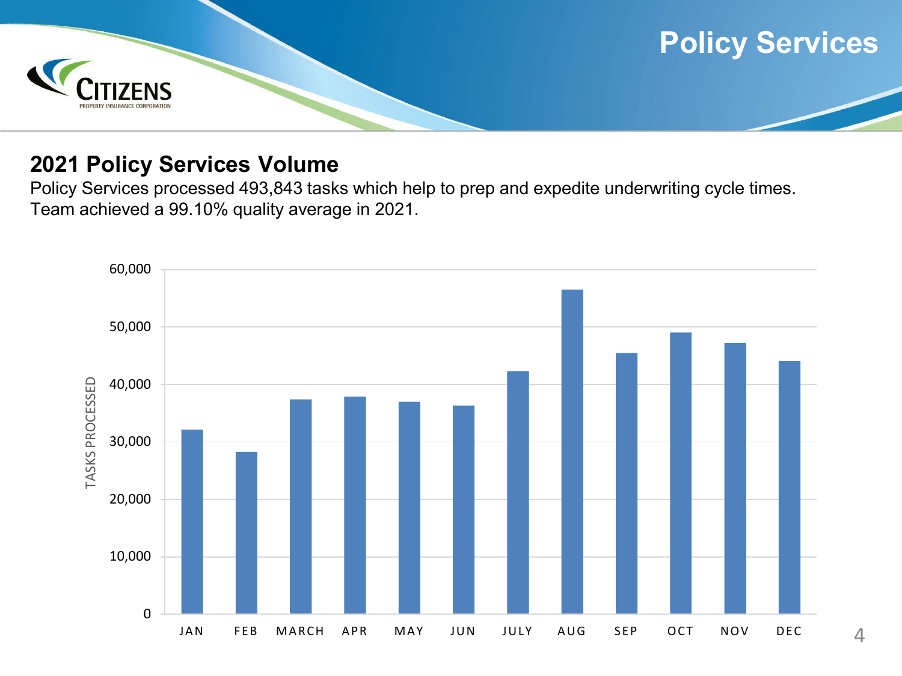# Policy Services

## 2021 Policy Services Volume

Policy Services processed 493,843 tasks which help to prep and expedite underwriting cycle times. Team achieved a 99.10% quality average in 2021.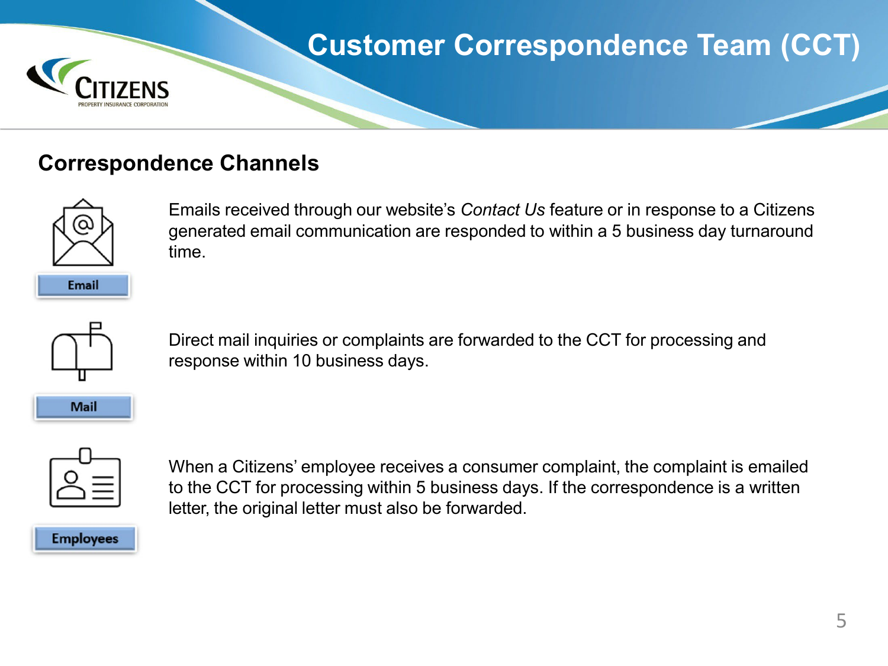# Customer Correspondence Team (CCT)

## Correspondence Channels

**Email**

Emails received through our website's *Contact Us* feature or in response to a Citizens generated email communication are responded to within a 5 business day turnaround time.

**Mail**

Direct mail inquiries or complaints are forwarded to the CCT for processing and response within 10 business days.

**Employees**

When a Citizens' employee receives a consumer complaint, the complaint is emailed to the CCT for processing within 5 business days. If the correspondence is a written letter, the original letter must also be forwarded.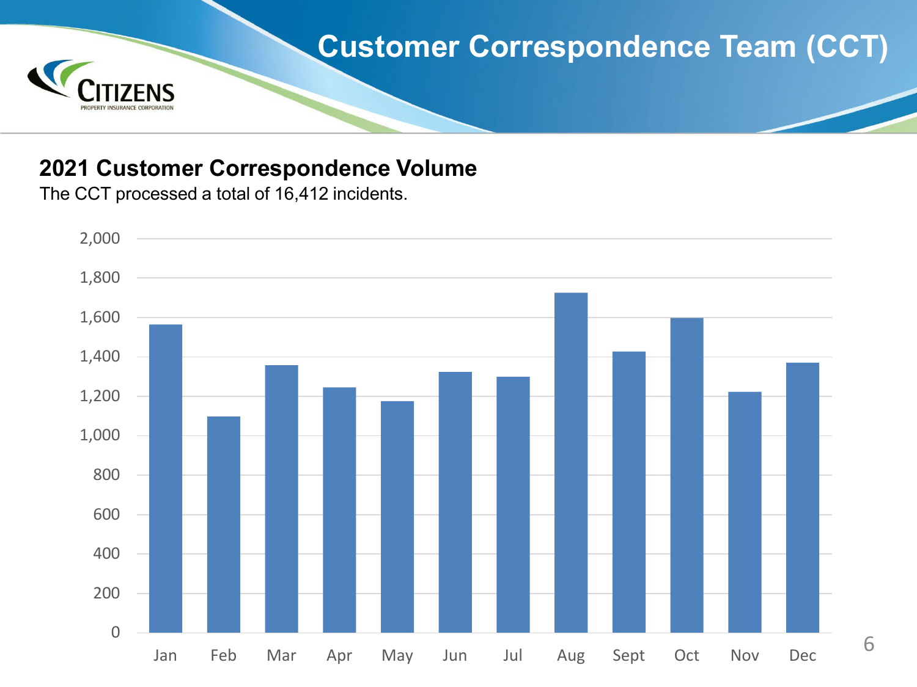# Customer Correspondence Team (CCT)

## 2021 Customer Correspondence Volume

The CCT processed a total of 16,412 incidents.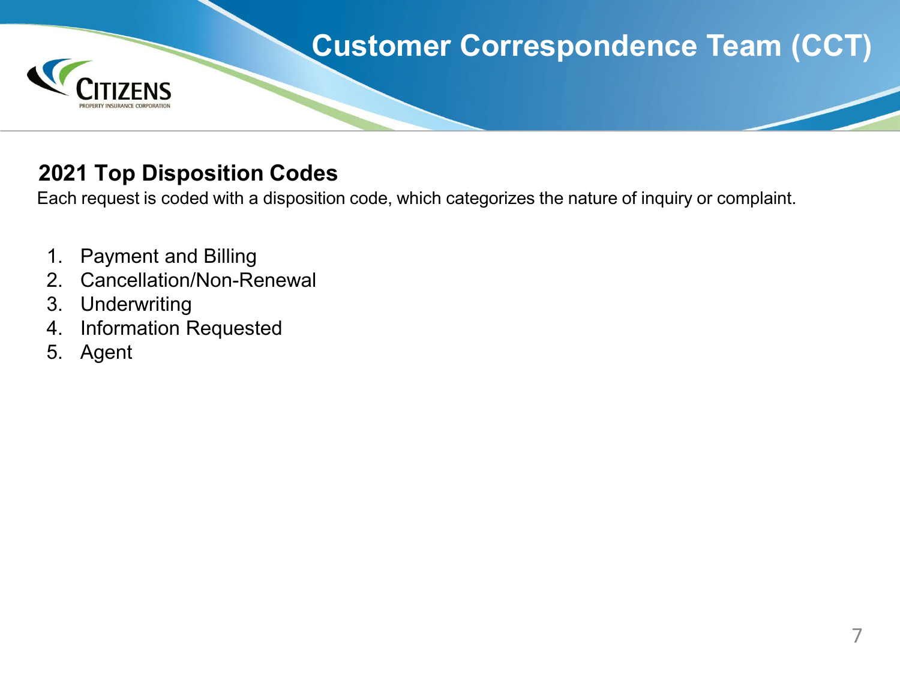# Customer Correspondence Team (CCT)

## 2021 Top Disposition Codes

Each request is coded with a disposition code, which categorizes the nature of inquiry or complaint.

1. Payment and Billing
2. Cancellation/Non-Renewal
3. Underwriting
4. Information Requested
5. Agent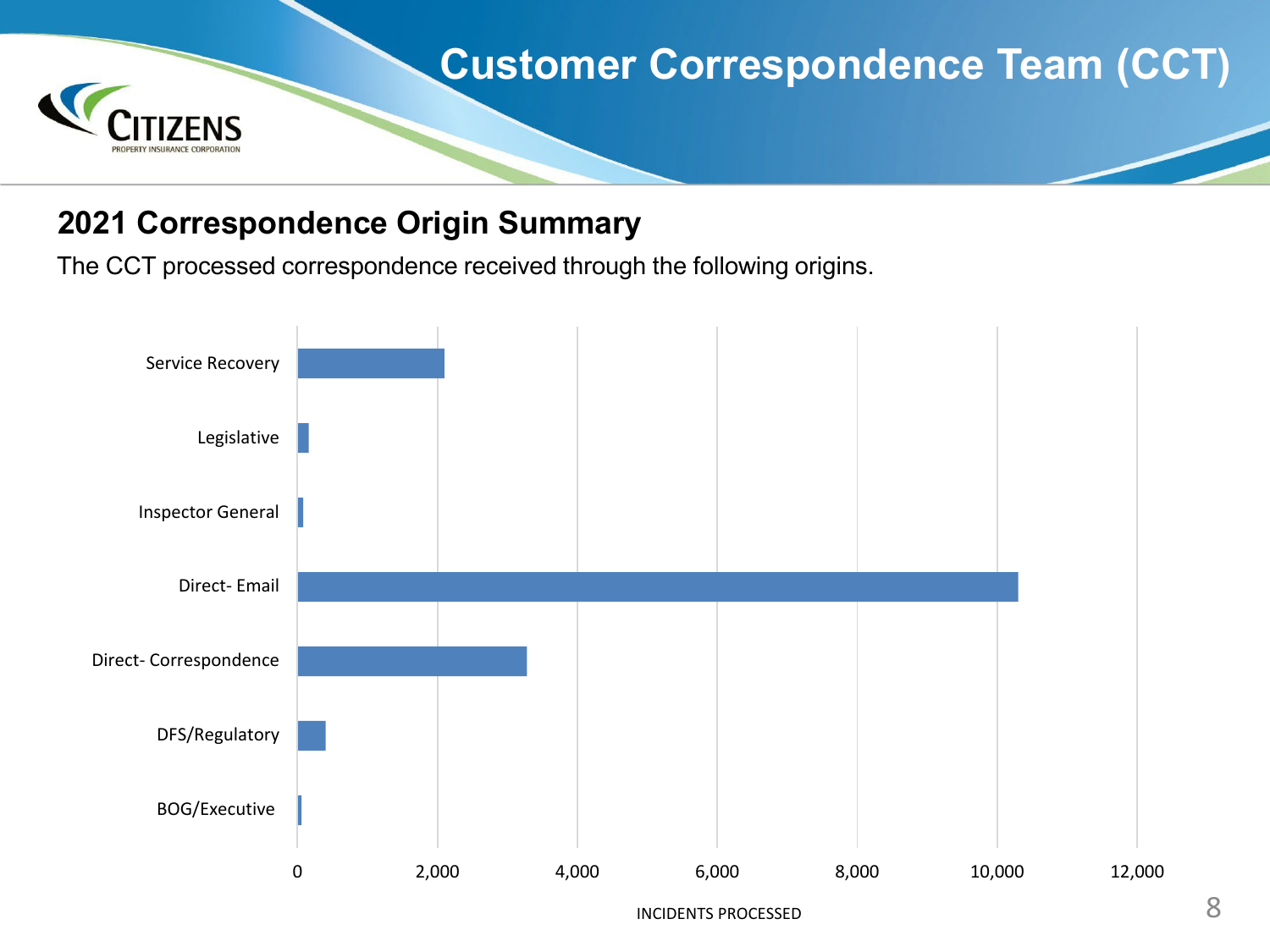# Customer Correspondence Team (CCT)

## 2021 Correspondence Origin Summary

The CCT processed correspondence received through the following origins.

Service Recovery

Legislative

Inspector General

Direct- Email

Direct- Correspondence

DFS/Regulatory

BOG/Executive

0 2,000 4,000 6,000 8,000 10,000 12,000

INCIDENTS PROCESSED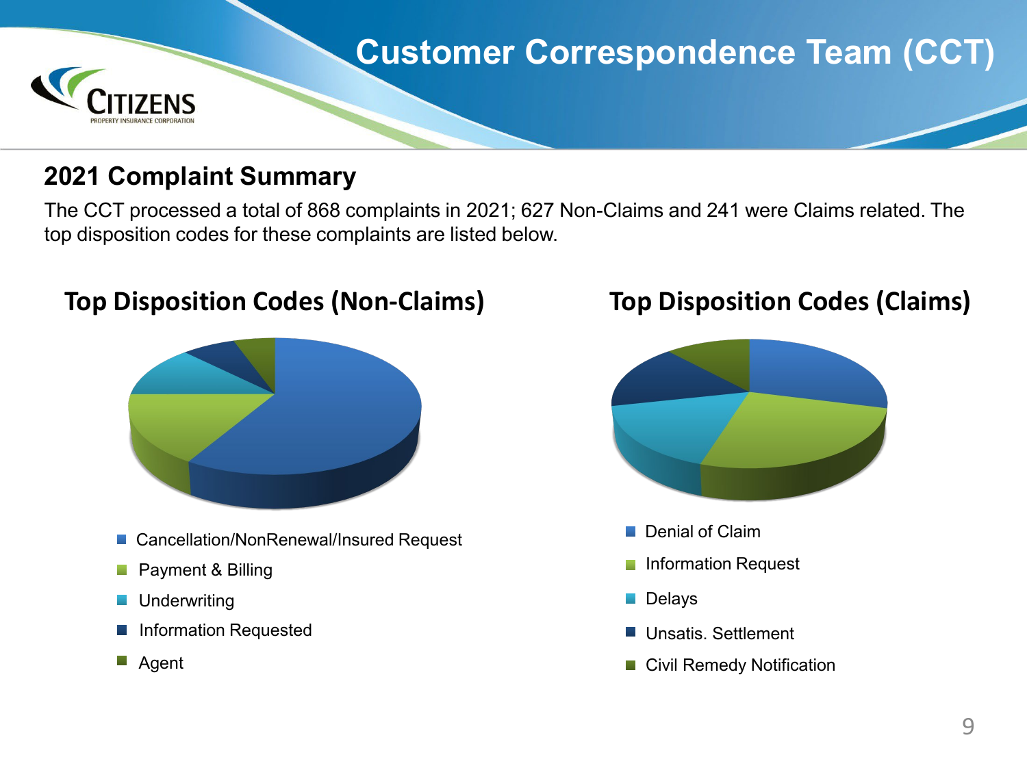# Customer Correspondence Team (CCT)

## 2021 Complaint Summary

The CCT processed a total of 868 complaints in 2021; 627 Non-Claims and 241 were Claims related. The top disposition codes for these complaints are listed below.

### Top Disposition Codes (Non-Claims)

- Cancellation/NonRenewal/Insured Request
- Payment & Billing
- Underwriting
- Information Requested
- Agent

### Top Disposition Codes (Claims)

- Denial of Claim
- Information Request
- Delays
- Unsatis. Settlement
- Civil Remedy Notification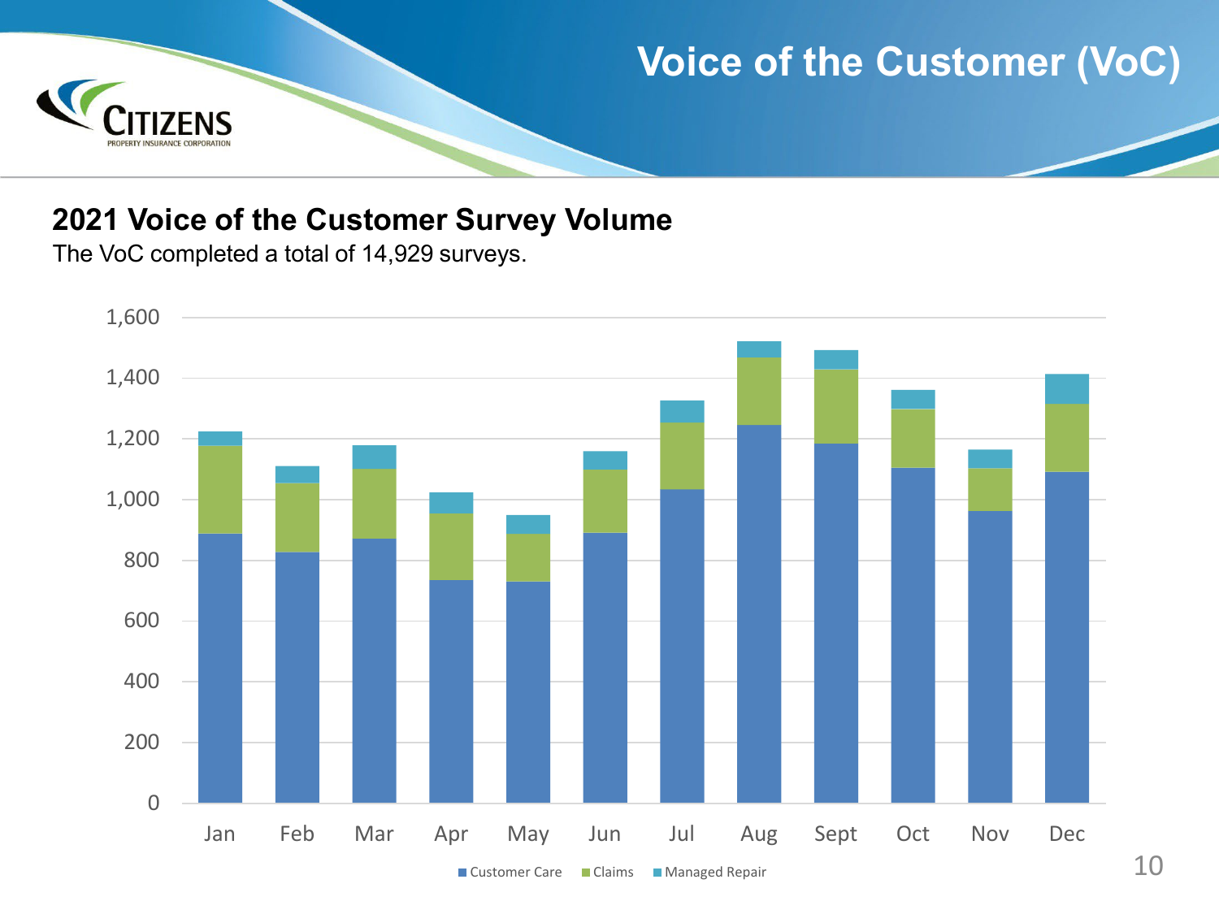# Voice of the Customer (VoC)

## 2021 Voice of the Customer Survey Volume

The VoC completed a total of 14,929 surveys.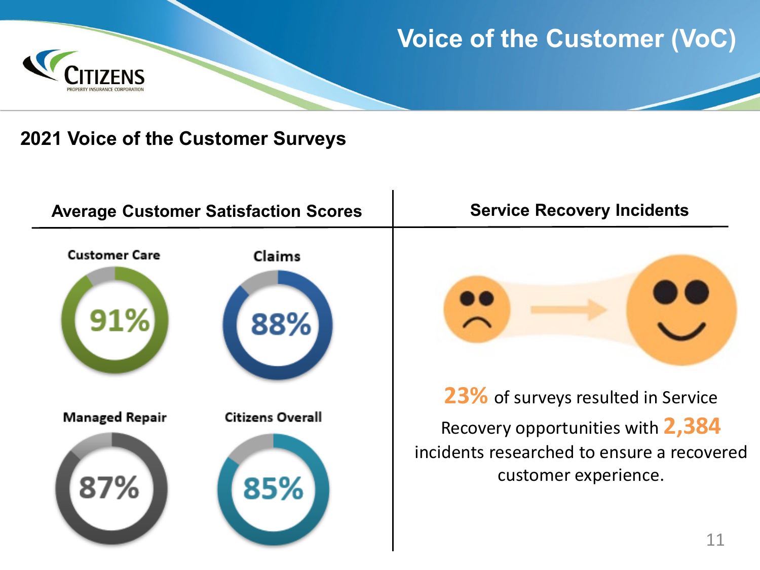# Voice of the Customer (VoC)

## 2021 Voice of the Customer Surveys

### Average Customer Satisfaction Scores

Customer Care

91%

Claims

88%

Managed Repair

87%

Citizens Overall

85%

### Service Recovery Incidents

**23%** of surveys resulted in Service Recovery opportunities with **2,384** incidents researched to ensure a recovered customer experience.